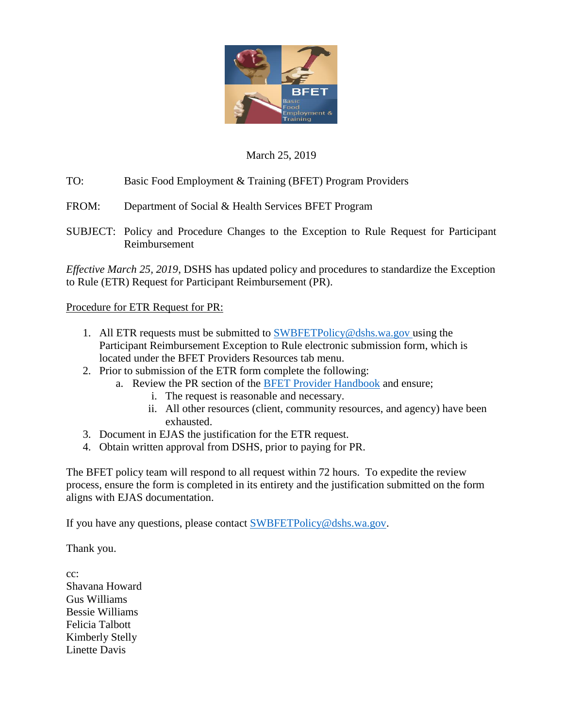March 25, 2019

TO: Basic Food Employment & Training (BFET) Program Providers

FROM: Department of Social & Health Services BFET Program

SUBJECT: Policy and Procedure Changes to the Exception to Rule Request for Participant Reimbursement

*Effective March 25, 2019*, DSHS has updated policy and procedures to standardize the Exception to Rule (ETR) Request for Participant Reimbursement (PR).

Procedure for ETR Request for PR:

1. All ETR requests must be submitted to SWBFETPolicy@dshs.wa.gov using the Participant Reimbursement Exception to Rule electronic submission form, which is located under the BFET Providers Resources tab menu.
2. Prior to submission of the ETR form complete the following:
   a. Review the PR section of the BFET Provider Handbook and ensure;
      i. The request is reasonable and necessary.
      ii. All other resources (client, community resources, and agency) have been exhausted.
3. Document in EJAS the justification for the ETR request.
4. Obtain written approval from DSHS, prior to paying for PR.

The BFET policy team will respond to all request within 72 hours. To expedite the review process, ensure the form is completed in its entirety and the justification submitted on the form aligns with EJAS documentation.

If you have any questions, please contact SWBFETPolicy@dshs.wa.gov.

Thank you.

cc:
Shavana Howard
Gus Williams
Bessie Williams
Felicia Talbott
Kimberly Stelly
Linette Davis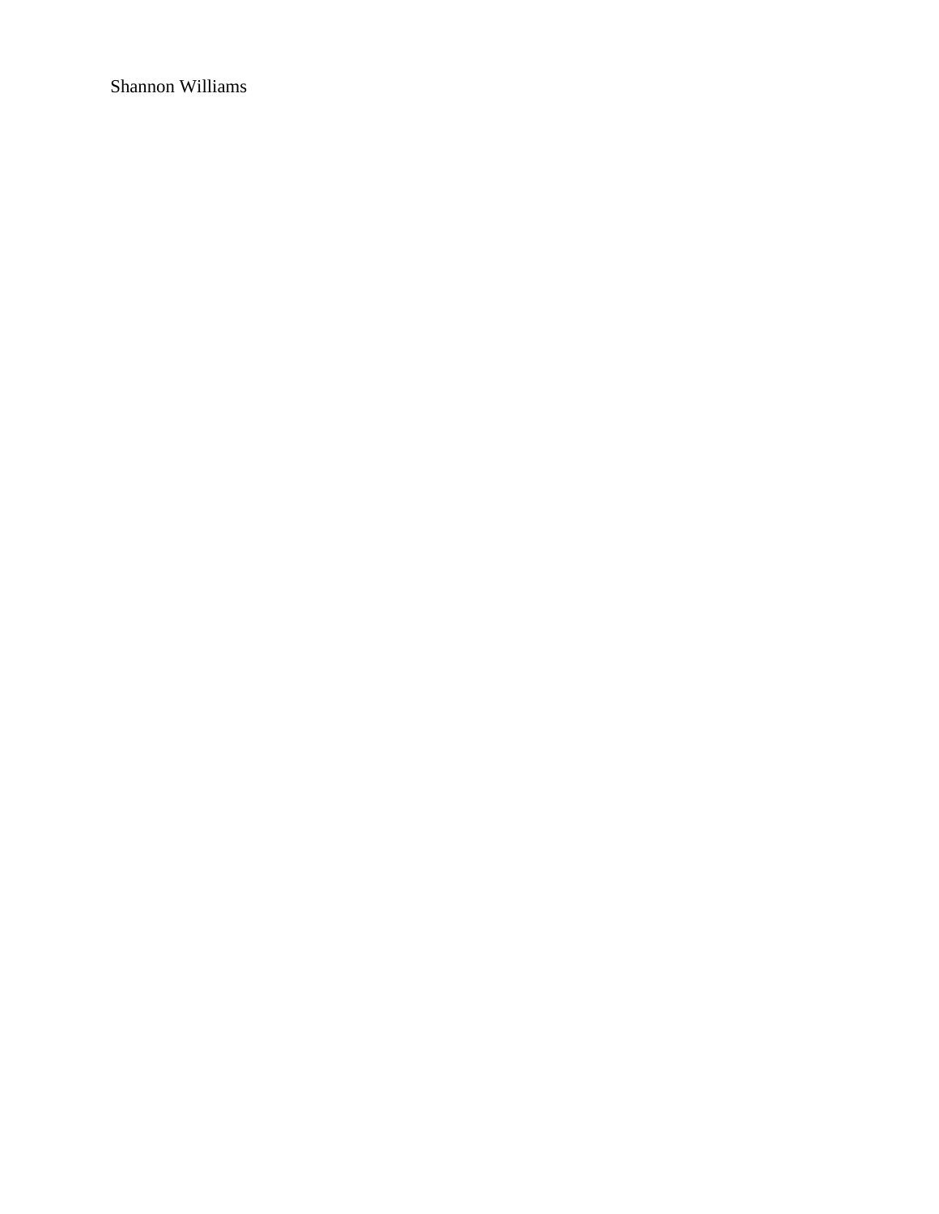Shannon Williams